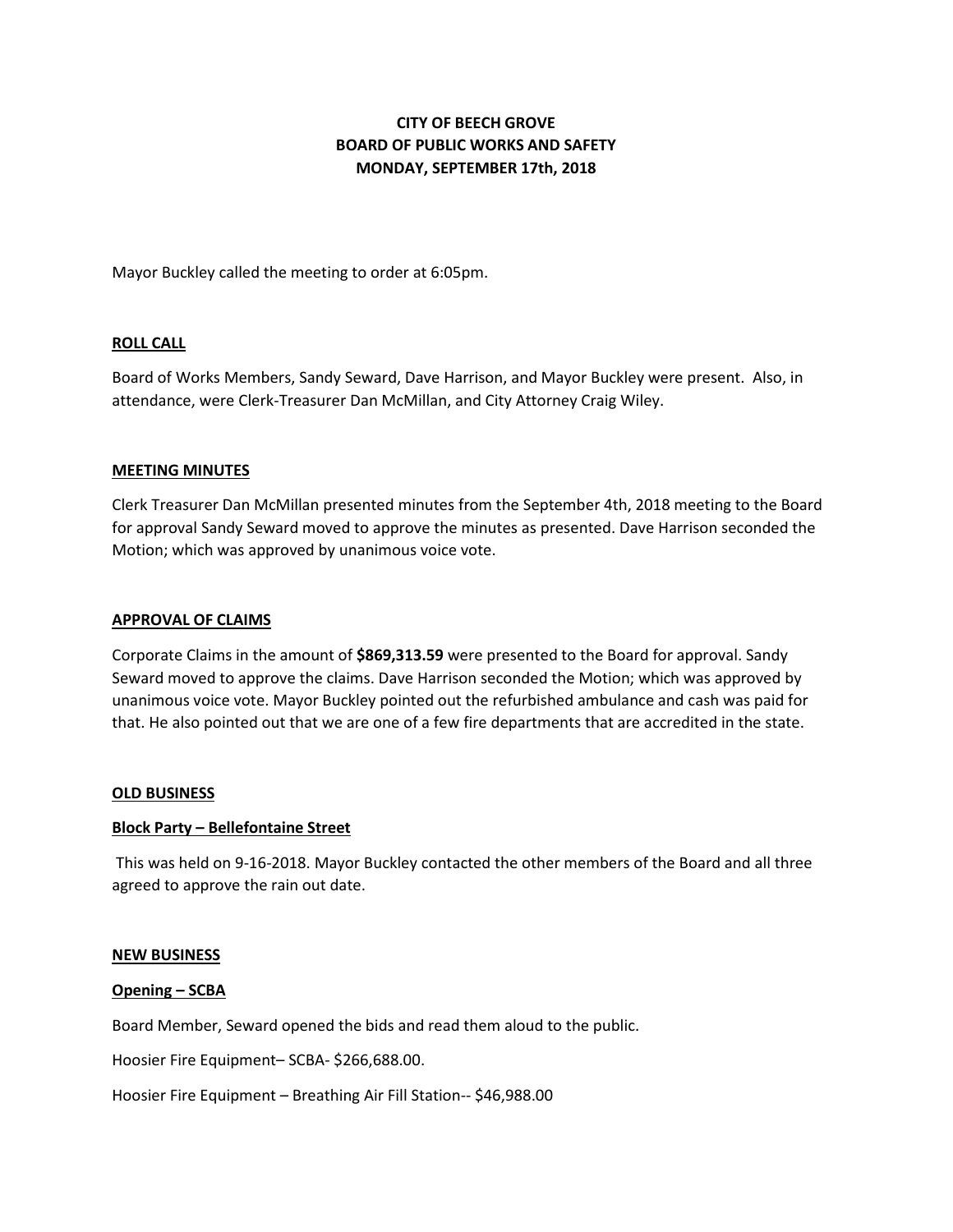# CITY OF BEECH GROVE
# BOARD OF PUBLIC WORKS AND SAFETY
# MONDAY, SEPTEMBER 17th, 2018

Mayor Buckley called the meeting to order at 6:05pm.

## ROLL CALL

Board of Works Members, Sandy Seward, Dave Harrison, and Mayor Buckley were present. Also, in attendance, were Clerk-Treasurer Dan McMillan, and City Attorney Craig Wiley.

## MEETING MINUTES

Clerk Treasurer Dan McMillan presented minutes from the September 4th, 2018 meeting to the Board for approval Sandy Seward moved to approve the minutes as presented. Dave Harrison seconded the Motion; which was approved by unanimous voice vote.

## APPROVAL OF CLAIMS

Corporate Claims in the amount of **$869,313.59** were presented to the Board for approval. Sandy Seward moved to approve the claims. Dave Harrison seconded the Motion; which was approved by unanimous voice vote. Mayor Buckley pointed out the refurbished ambulance and cash was paid for that. He also pointed out that we are one of a few fire departments that are accredited in the state.

## OLD BUSINESS

### Block Party – Bellefontaine Street

This was held on 9-16-2018. Mayor Buckley contacted the other members of the Board and all three agreed to approve the rain out date.

## NEW BUSINESS

### Opening – SCBA

Board Member, Seward opened the bids and read them aloud to the public.

Hoosier Fire Equipment– SCBA- $266,688.00.

Hoosier Fire Equipment – Breathing Air Fill Station-- $46,988.00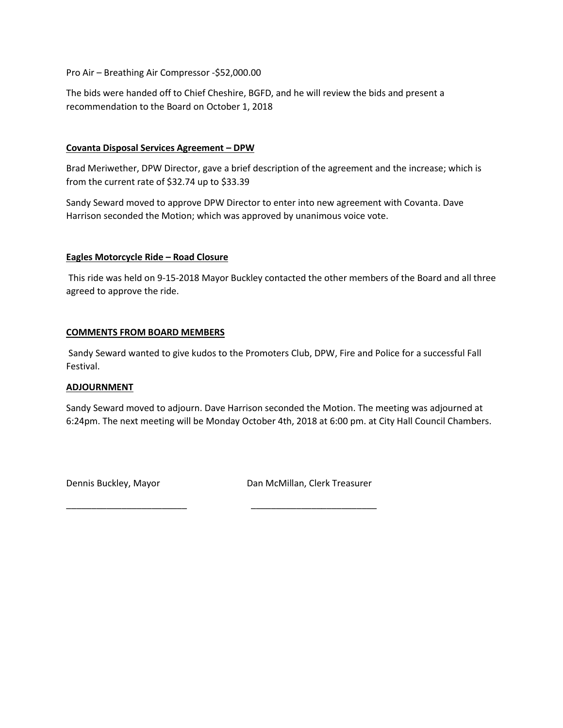Pro Air – Breathing Air Compressor -$52,000.00

The bids were handed off to Chief Cheshire, BGFD, and he will review the bids and present a recommendation to the Board on October 1, 2018

**Covanta Disposal Services Agreement – DPW**

Brad Meriwether, DPW Director, gave a brief description of the agreement and the increase; which is from the current rate of $32.74 up to $33.39

Sandy Seward moved to approve DPW Director to enter into new agreement with Covanta. Dave Harrison seconded the Motion; which was approved by unanimous voice vote.

**Eagles Motorcycle Ride – Road Closure**

This ride was held on 9-15-2018 Mayor Buckley contacted the other members of the Board and all three agreed to approve the ride.

**COMMENTS FROM BOARD MEMBERS**

Sandy Seward wanted to give kudos to the Promoters Club, DPW, Fire and Police for a successful Fall Festival.

**ADJOURNMENT**

Sandy Seward moved to adjourn. Dave Harrison seconded the Motion. The meeting was adjourned at 6:24pm. The next meeting will be Monday October 4th, 2018 at 6:00 pm. at City Hall Council Chambers.

Dennis Buckley, Mayor

________________________

Dan McMillan, Clerk Treasurer

_________________________